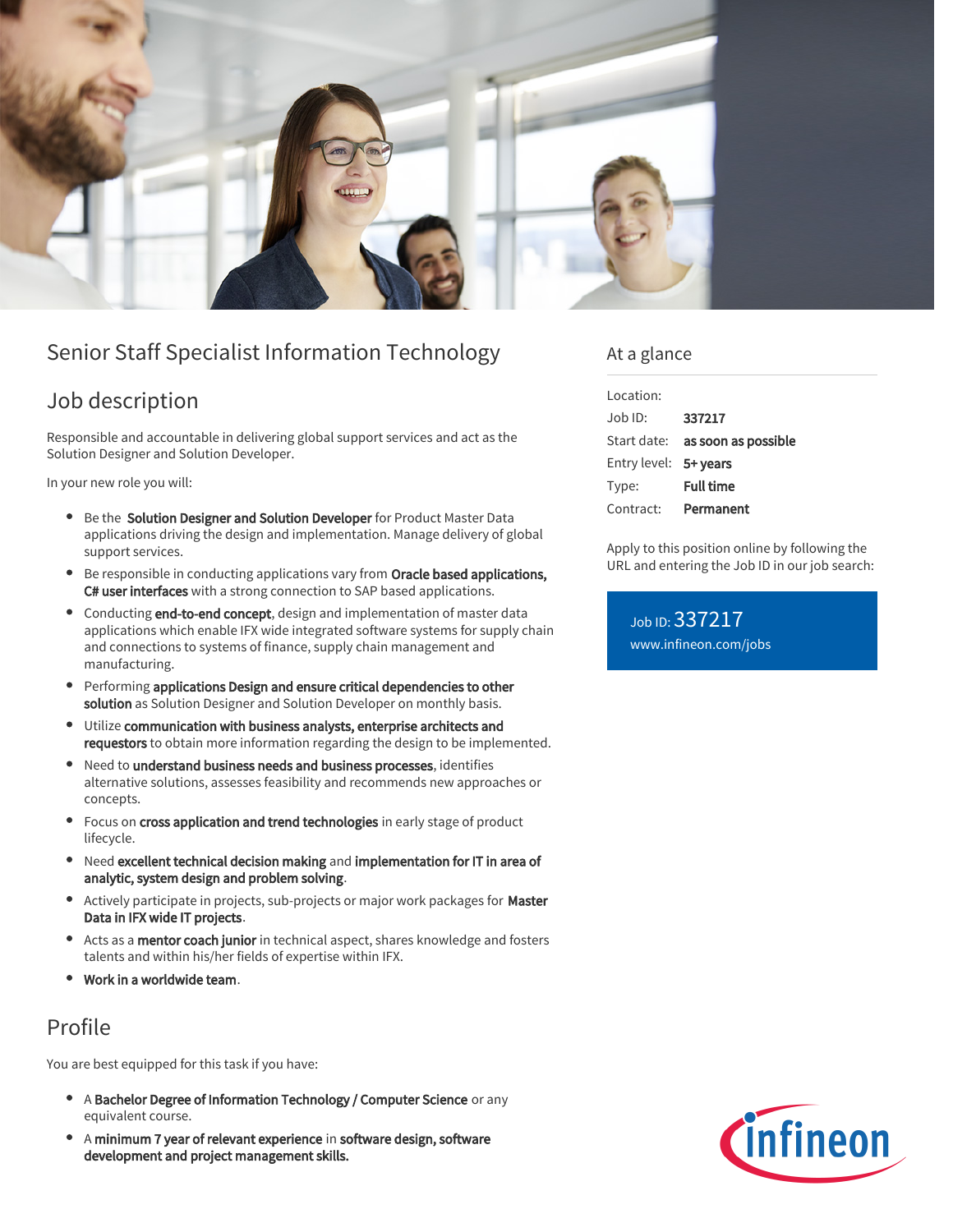# Senior Staff Specialist Information Technology

## Job description

Responsible and accountable in delivering global support services and act as the Solution Designer and Solution Developer.

In your new role you will:

- Be the **Solution Designer and Solution Developer** for Product Master Data applications driving the design and implementation. Manage delivery of global support services.
- Be responsible in conducting applications vary from **Oracle based applications, C# user interfaces** with a strong connection to SAP based applications.
- Conducting **end-to-end concept**, design and implementation of master data applications which enable IFX wide integrated software systems for supply chain and connections to systems of finance, supply chain management and manufacturing.
- Performing **applications Design and ensure critical dependencies to other solution** as Solution Designer and Solution Developer on monthly basis.
- Utilize **communication with business analysts, enterprise architects and requestors** to obtain more information regarding the design to be implemented.
- Need to **understand business needs and business processes**, identifies alternative solutions, assesses feasibility and recommends new approaches or concepts.
- Focus on **cross application and trend technologies** in early stage of product lifecycle.
- Need **excellent technical decision making** and **implementation for IT in area of analytic, system design and problem solving**.
- Actively participate in projects, sub-projects or major work packages for **Master Data in IFX wide IT projects**.
- Acts as a **mentor coach junior** in technical aspect, shares knowledge and fosters talents and within his/her fields of expertise within IFX.
- **Work in a worldwide team**.

## Profile

You are best equipped for this task if you have:

- A **Bachelor Degree of Information Technology / Computer Science** or any equivalent course.
- A **minimum 7 year of relevant experience** in **software design, software development and project management skills.**

## At a glance

| | |
|---|---|
| Location: | |
| Job ID: | **337217** |
| Start date: | **as soon as possible** |
| Entry level: | **5+ years** |
| Type: | **Full time** |
| Contract: | **Permanent** |

Apply to this position online by following the URL and entering the Job ID in our job search:

Job ID: 337217
www.infineon.com/jobs

Infineon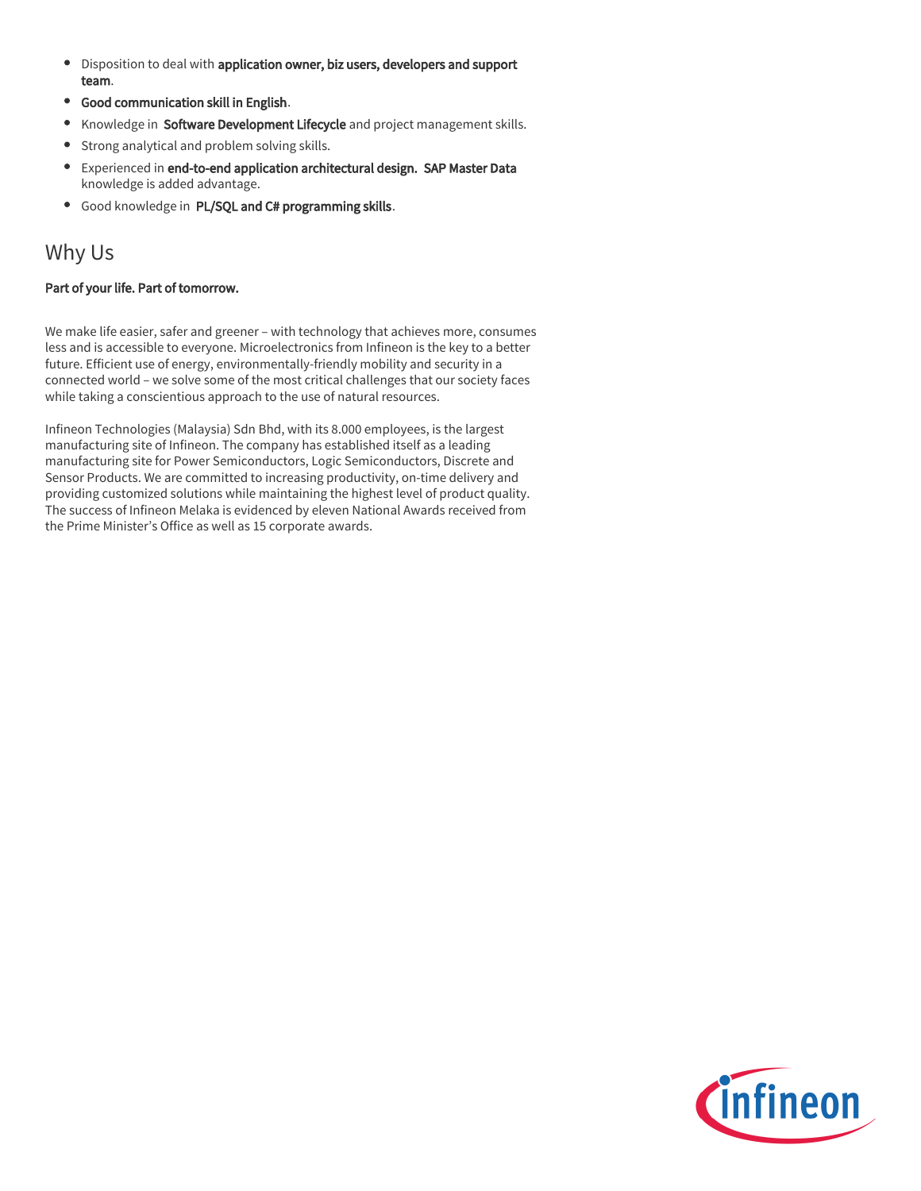- Disposition to deal with **application owner, biz users, developers and support team**.
- **Good communication skill in English**.
- Knowledge in **Software Development Lifecycle** and project management skills.
- Strong analytical and problem solving skills.
- Experienced in **end-to-end application architectural design. SAP Master Data** knowledge is added advantage.
- Good knowledge in **PL/SQL and C# programming skills**.

## Why Us

**Part of your life. Part of tomorrow.**

We make life easier, safer and greener – with technology that achieves more, consumes less and is accessible to everyone. Microelectronics from Infineon is the key to a better future. Efficient use of energy, environmentally-friendly mobility and security in a connected world – we solve some of the most critical challenges that our society faces while taking a conscientious approach to the use of natural resources.

Infineon Technologies (Malaysia) Sdn Bhd, with its 8.000 employees, is the largest manufacturing site of Infineon. The company has established itself as a leading manufacturing site for Power Semiconductors, Logic Semiconductors, Discrete and Sensor Products. We are committed to increasing productivity, on-time delivery and providing customized solutions while maintaining the highest level of product quality. The success of Infineon Melaka is evidenced by eleven National Awards received from the Prime Minister's Office as well as 15 corporate awards.